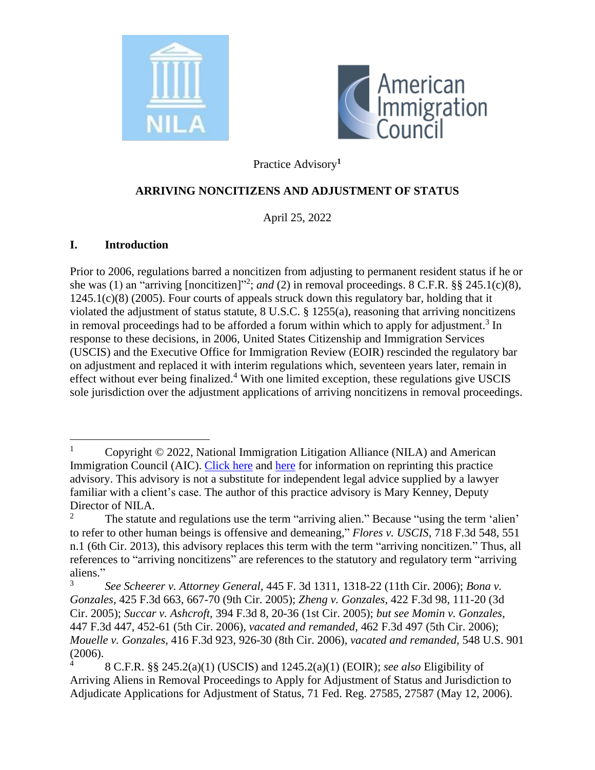Practice Advisory[1]

## ARRIVING NONCITIZENS AND ADJUSTMENT OF STATUS

April 25, 2022

### I. Introduction

Prior to 2006, regulations barred a noncitizen from adjusting to permanent resident status if he or she was (1) an "arriving [noncitizen]"[2]; *and* (2) in removal proceedings. 8 C.F.R. §§ 245.1(c)(8), 1245.1(c)(8) (2005). Four courts of appeals struck down this regulatory bar, holding that it violated the adjustment of status statute, 8 U.S.C. § 1255(a), reasoning that arriving noncitizens in removal proceedings had to be afforded a forum within which to apply for adjustment.[3] In response to these decisions, in 2006, United States Citizenship and Immigration Services (USCIS) and the Executive Office for Immigration Review (EOIR) rescinded the regulatory bar on adjustment and replaced it with interim regulations which, seventeen years later, remain in effect without ever being finalized.[4] With one limited exception, these regulations give USCIS sole jurisdiction over the adjustment applications of arriving noncitizens in removal proceedings.

---

[1] Copyright © 2022, National Immigration Litigation Alliance (NILA) and American Immigration Council (AIC). Click here and here for information on reprinting this practice advisory. This advisory is not a substitute for independent legal advice supplied by a lawyer familiar with a client's case. The author of this practice advisory is Mary Kenney, Deputy Director of NILA.

[2] The statute and regulations use the term "arriving alien." Because "using the term 'alien' to refer to other human beings is offensive and demeaning," *Flores v. USCIS*, 718 F.3d 548, 551 n.1 (6th Cir. 2013), this advisory replaces this term with the term "arriving noncitizen." Thus, all references to "arriving noncitizens" are references to the statutory and regulatory term "arriving aliens."

[3] *See Scheerer v. Attorney General*, 445 F. 3d 1311, 1318-22 (11th Cir. 2006); *Bona v. Gonzales*, 425 F.3d 663, 667-70 (9th Cir. 2005); *Zheng v. Gonzales*, 422 F.3d 98, 111-20 (3d Cir. 2005); *Succar v. Ashcroft*, 394 F.3d 8, 20-36 (1st Cir. 2005); *but see Momin v. Gonzales*, 447 F.3d 447, 452-61 (5th Cir. 2006), *vacated and remanded*, 462 F.3d 497 (5th Cir. 2006); *Mouelle v. Gonzales*, 416 F.3d 923, 926-30 (8th Cir. 2006), *vacated and remanded*, 548 U.S. 901 (2006).

[4] 8 C.F.R. §§ 245.2(a)(1) (USCIS) and 1245.2(a)(1) (EOIR); *see also* Eligibility of Arriving Aliens in Removal Proceedings to Apply for Adjustment of Status and Jurisdiction to Adjudicate Applications for Adjustment of Status, 71 Fed. Reg. 27585, 27587 (May 12, 2006).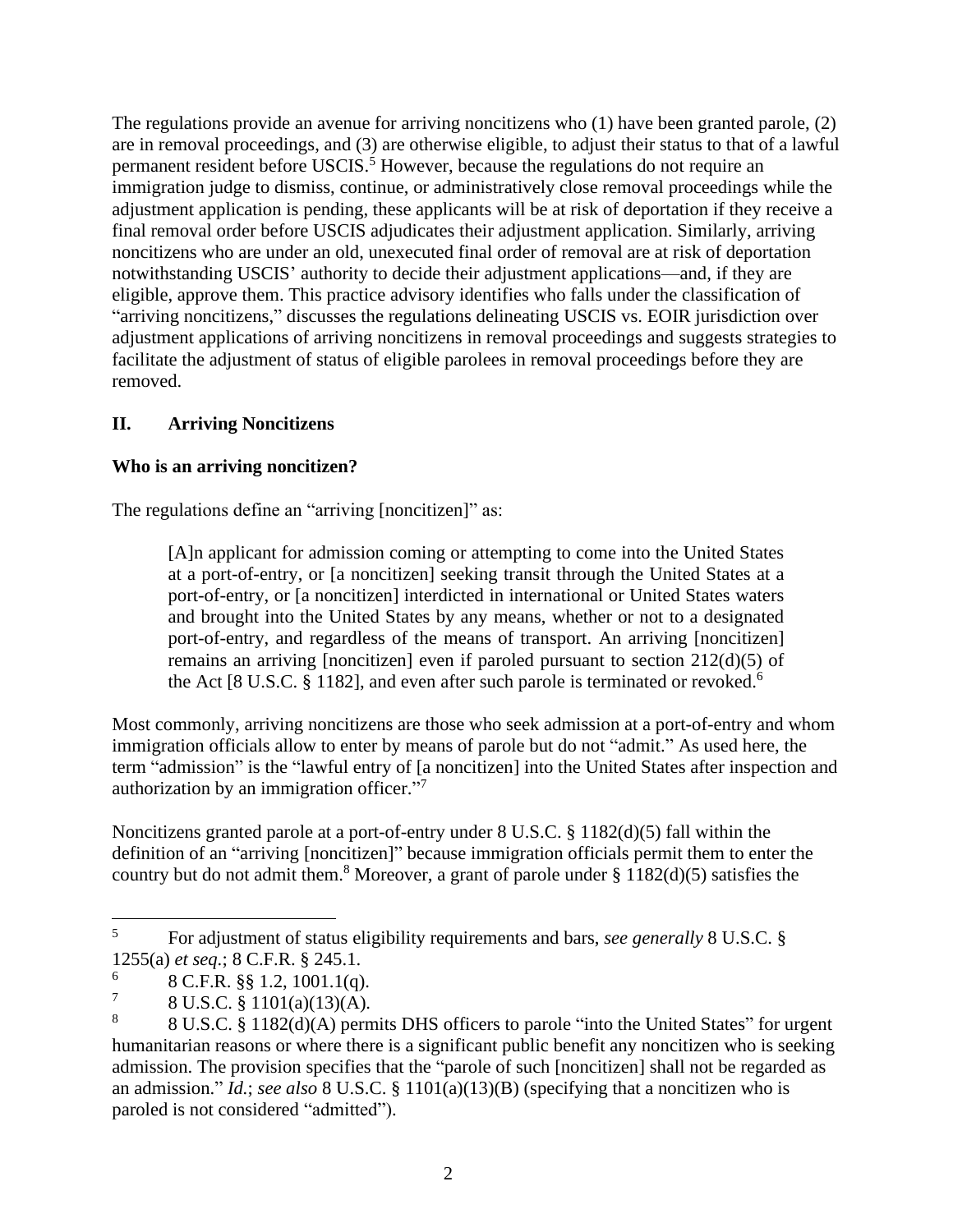The regulations provide an avenue for arriving noncitizens who (1) have been granted parole, (2) are in removal proceedings, and (3) are otherwise eligible, to adjust their status to that of a lawful permanent resident before USCIS.[5] However, because the regulations do not require an immigration judge to dismiss, continue, or administratively close removal proceedings while the adjustment application is pending, these applicants will be at risk of deportation if they receive a final removal order before USCIS adjudicates their adjustment application. Similarly, arriving noncitizens who are under an old, unexecuted final order of removal are at risk of deportation notwithstanding USCIS' authority to decide their adjustment applications—and, if they are eligible, approve them. This practice advisory identifies who falls under the classification of "arriving noncitizens," discusses the regulations delineating USCIS vs. EOIR jurisdiction over adjustment applications of arriving noncitizens in removal proceedings and suggests strategies to facilitate the adjustment of status of eligible parolees in removal proceedings before they are removed.

## II. Arriving Noncitizens

### Who is an arriving noncitizen?

The regulations define an "arriving [noncitizen]" as:

> [A]n applicant for admission coming or attempting to come into the United States at a port-of-entry, or [a noncitizen] seeking transit through the United States at a port-of-entry, or [a noncitizen] interdicted in international or United States waters and brought into the United States by any means, whether or not to a designated port-of-entry, and regardless of the means of transport. An arriving [noncitizen] remains an arriving [noncitizen] even if paroled pursuant to section 212(d)(5) of the Act [8 U.S.C. § 1182], and even after such parole is terminated or revoked.[6]

Most commonly, arriving noncitizens are those who seek admission at a port-of-entry and whom immigration officials allow to enter by means of parole but do not "admit." As used here, the term "admission" is the "lawful entry of [a noncitizen] into the United States after inspection and authorization by an immigration officer."[7]

Noncitizens granted parole at a port-of-entry under 8 U.S.C. § 1182(d)(5) fall within the definition of an "arriving [noncitizen]" because immigration officials permit them to enter the country but do not admit them.[8] Moreover, a grant of parole under § 1182(d)(5) satisfies the

---

[5] For adjustment of status eligibility requirements and bars, *see generally* 8 U.S.C. § 1255(a) *et seq.*; 8 C.F.R. § 245.1.

[6] 8 C.F.R. §§ 1.2, 1001.1(q).

[7] 8 U.S.C. § 1101(a)(13)(A).

[8] 8 U.S.C. § 1182(d)(A) permits DHS officers to parole "into the United States" for urgent humanitarian reasons or where there is a significant public benefit any noncitizen who is seeking admission. The provision specifies that the "parole of such [noncitizen] shall not be regarded as an admission." *Id.*; *see also* 8 U.S.C. § 1101(a)(13)(B) (specifying that a noncitizen who is paroled is not considered "admitted").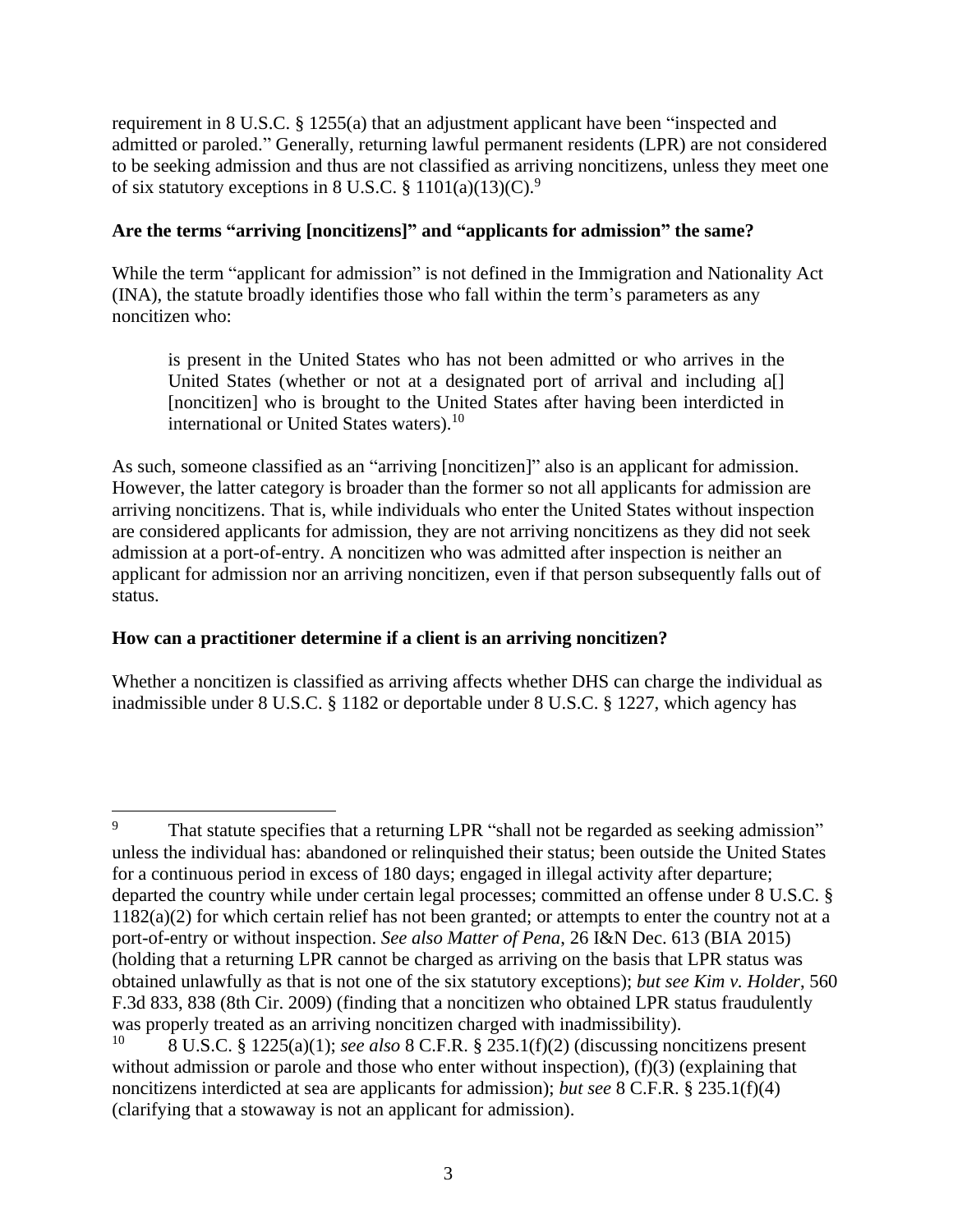requirement in 8 U.S.C. § 1255(a) that an adjustment applicant have been "inspected and admitted or paroled." Generally, returning lawful permanent residents (LPR) are not considered to be seeking admission and thus are not classified as arriving noncitizens, unless they meet one of six statutory exceptions in 8 U.S.C. § 1101(a)(13)(C).[9]

**Are the terms "arriving [noncitizens]" and "applicants for admission" the same?**

While the term "applicant for admission" is not defined in the Immigration and Nationality Act (INA), the statute broadly identifies those who fall within the term's parameters as any noncitizen who:

> is present in the United States who has not been admitted or who arrives in the United States (whether or not at a designated port of arrival and including a[] [noncitizen] who is brought to the United States after having been interdicted in international or United States waters).[10]

As such, someone classified as an "arriving [noncitizen]" also is an applicant for admission. However, the latter category is broader than the former so not all applicants for admission are arriving noncitizens. That is, while individuals who enter the United States without inspection are considered applicants for admission, they are not arriving noncitizens as they did not seek admission at a port-of-entry. A noncitizen who was admitted after inspection is neither an applicant for admission nor an arriving noncitizen, even if that person subsequently falls out of status.

**How can a practitioner determine if a client is an arriving noncitizen?**

Whether a noncitizen is classified as arriving affects whether DHS can charge the individual as inadmissible under 8 U.S.C. § 1182 or deportable under 8 U.S.C. § 1227, which agency has

---

[9] That statute specifies that a returning LPR "shall not be regarded as seeking admission" unless the individual has: abandoned or relinquished their status; been outside the United States for a continuous period in excess of 180 days; engaged in illegal activity after departure; departed the country while under certain legal processes; committed an offense under 8 U.S.C. § 1182(a)(2) for which certain relief has not been granted; or attempts to enter the country not at a port-of-entry or without inspection. *See also Matter of Pena*, 26 I&N Dec. 613 (BIA 2015) (holding that a returning LPR cannot be charged as arriving on the basis that LPR status was obtained unlawfully as that is not one of the six statutory exceptions); *but see Kim v. Holder*, 560 F.3d 833, 838 (8th Cir. 2009) (finding that a noncitizen who obtained LPR status fraudulently was properly treated as an arriving noncitizen charged with inadmissibility).

[10] 8 U.S.C. § 1225(a)(1); *see also* 8 C.F.R. § 235.1(f)(2) (discussing noncitizens present without admission or parole and those who enter without inspection), (f)(3) (explaining that noncitizens interdicted at sea are applicants for admission); *but see* 8 C.F.R. § 235.1(f)(4) (clarifying that a stowaway is not an applicant for admission).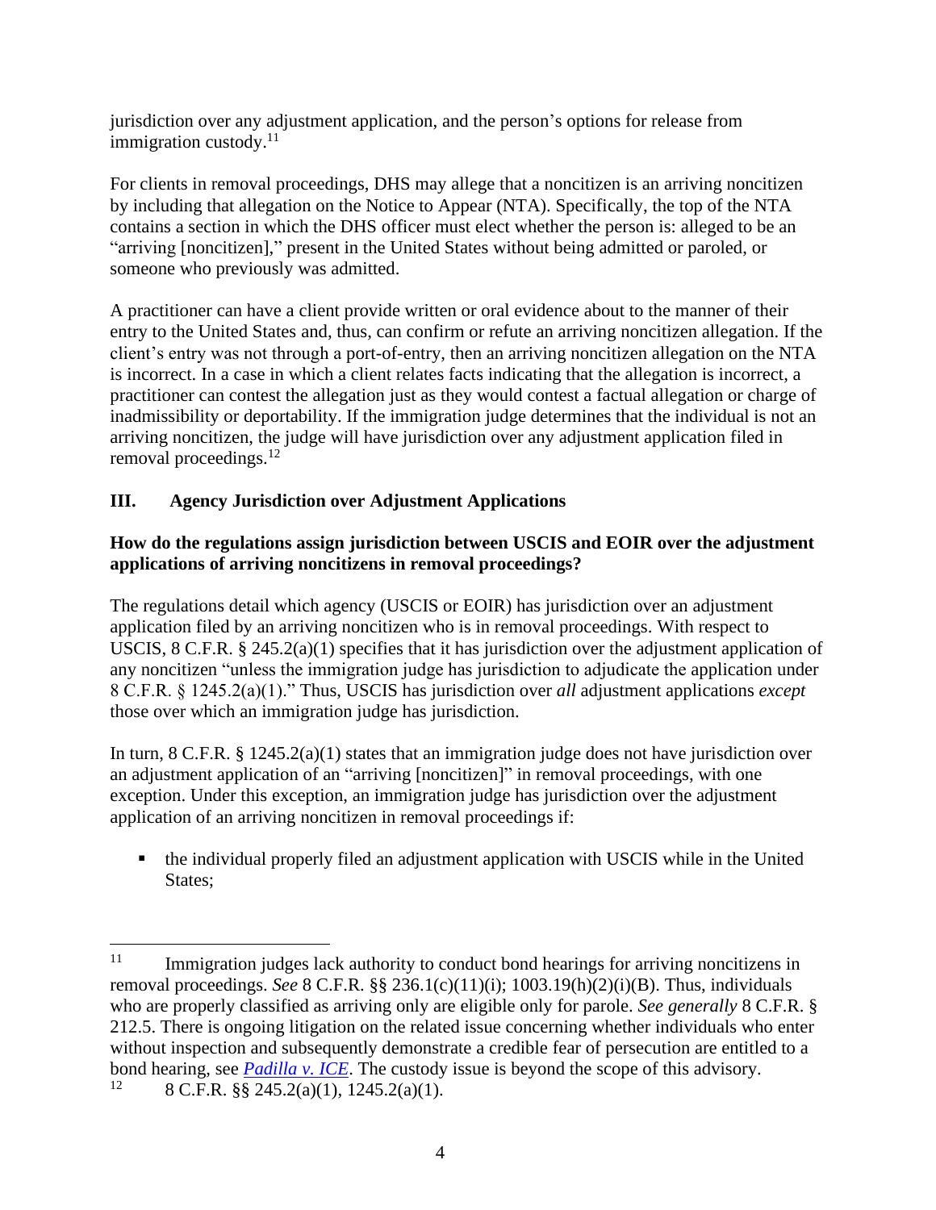jurisdiction over any adjustment application, and the person's options for release from immigration custody.[11]

For clients in removal proceedings, DHS may allege that a noncitizen is an arriving noncitizen by including that allegation on the Notice to Appear (NTA). Specifically, the top of the NTA contains a section in which the DHS officer must elect whether the person is: alleged to be an "arriving [noncitizen]," present in the United States without being admitted or paroled, or someone who previously was admitted.

A practitioner can have a client provide written or oral evidence about to the manner of their entry to the United States and, thus, can confirm or refute an arriving noncitizen allegation. If the client's entry was not through a port-of-entry, then an arriving noncitizen allegation on the NTA is incorrect. In a case in which a client relates facts indicating that the allegation is incorrect, a practitioner can contest the allegation just as they would contest a factual allegation or charge of inadmissibility or deportability. If the immigration judge determines that the individual is not an arriving noncitizen, the judge will have jurisdiction over any adjustment application filed in removal proceedings.[12]

## III. Agency Jurisdiction over Adjustment Applications

**How do the regulations assign jurisdiction between USCIS and EOIR over the adjustment applications of arriving noncitizens in removal proceedings?**

The regulations detail which agency (USCIS or EOIR) has jurisdiction over an adjustment application filed by an arriving noncitizen who is in removal proceedings. With respect to USCIS, 8 C.F.R. § 245.2(a)(1) specifies that it has jurisdiction over the adjustment application of any noncitizen "unless the immigration judge has jurisdiction to adjudicate the application under 8 C.F.R. § 1245.2(a)(1)." Thus, USCIS has jurisdiction over *all* adjustment applications *except* those over which an immigration judge has jurisdiction.

In turn, 8 C.F.R. § 1245.2(a)(1) states that an immigration judge does not have jurisdiction over an adjustment application of an "arriving [noncitizen]" in removal proceedings, with one exception. Under this exception, an immigration judge has jurisdiction over the adjustment application of an arriving noncitizen in removal proceedings if:

- the individual properly filed an adjustment application with USCIS while in the United States;

---

[11] Immigration judges lack authority to conduct bond hearings for arriving noncitizens in removal proceedings. *See* 8 C.F.R. §§ 236.1(c)(11)(i); 1003.19(h)(2)(i)(B). Thus, individuals who are properly classified as arriving only are eligible only for parole. *See generally* 8 C.F.R. § 212.5. There is ongoing litigation on the related issue concerning whether individuals who enter without inspection and subsequently demonstrate a credible fear of persecution are entitled to a bond hearing, see *Padilla v. ICE*. The custody issue is beyond the scope of this advisory.

[12] 8 C.F.R. §§ 245.2(a)(1), 1245.2(a)(1).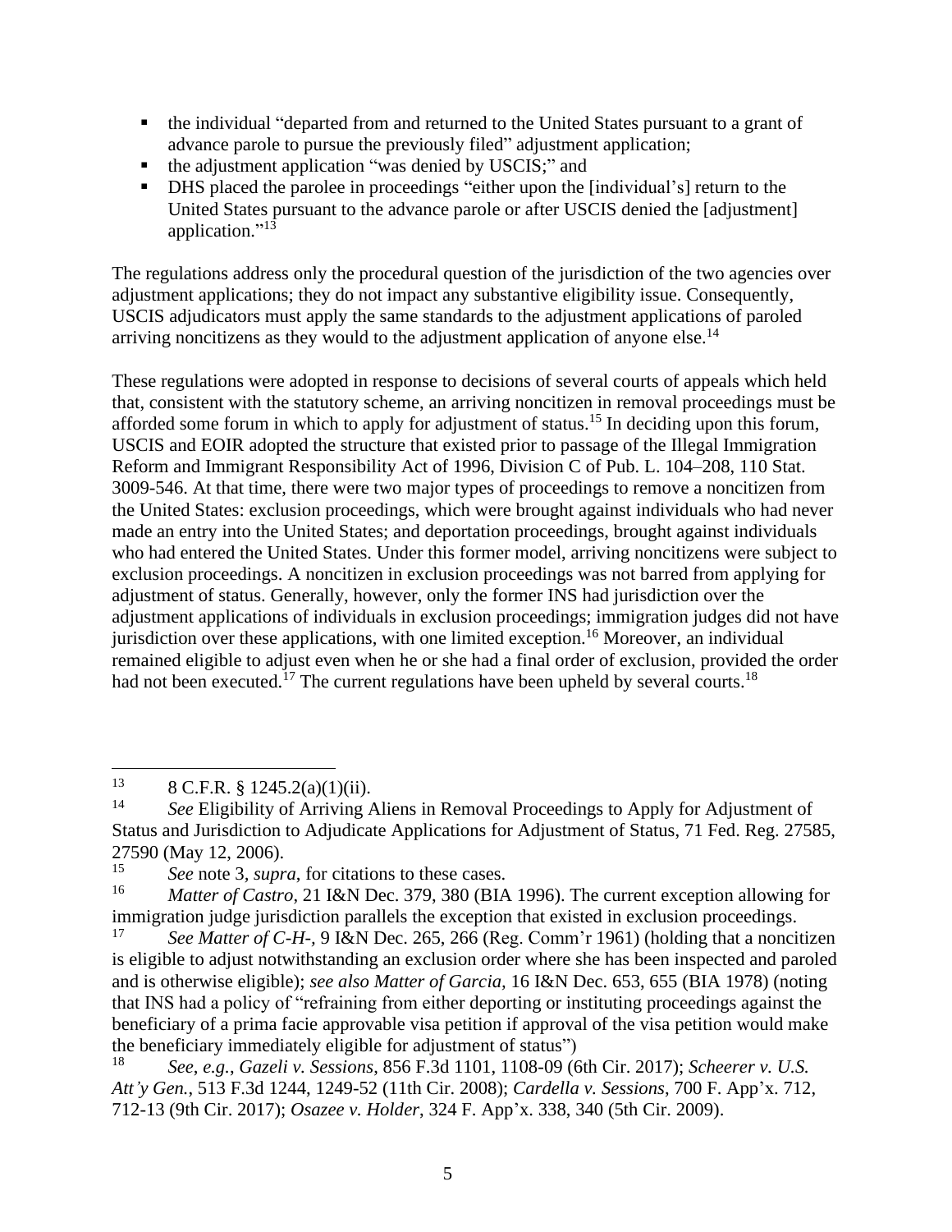- the individual "departed from and returned to the United States pursuant to a grant of advance parole to pursue the previously filed" adjustment application;
- the adjustment application "was denied by USCIS;" and
- DHS placed the parolee in proceedings "either upon the [individual's] return to the United States pursuant to the advance parole or after USCIS denied the [adjustment] application."[13]

The regulations address only the procedural question of the jurisdiction of the two agencies over adjustment applications; they do not impact any substantive eligibility issue. Consequently, USCIS adjudicators must apply the same standards to the adjustment applications of paroled arriving noncitizens as they would to the adjustment application of anyone else.[14]

These regulations were adopted in response to decisions of several courts of appeals which held that, consistent with the statutory scheme, an arriving noncitizen in removal proceedings must be afforded some forum in which to apply for adjustment of status.[15] In deciding upon this forum, USCIS and EOIR adopted the structure that existed prior to passage of the Illegal Immigration Reform and Immigrant Responsibility Act of 1996, Division C of Pub. L. 104–208, 110 Stat. 3009-546. At that time, there were two major types of proceedings to remove a noncitizen from the United States: exclusion proceedings, which were brought against individuals who had never made an entry into the United States; and deportation proceedings, brought against individuals who had entered the United States. Under this former model, arriving noncitizens were subject to exclusion proceedings. A noncitizen in exclusion proceedings was not barred from applying for adjustment of status. Generally, however, only the former INS had jurisdiction over the adjustment applications of individuals in exclusion proceedings; immigration judges did not have jurisdiction over these applications, with one limited exception.[16] Moreover, an individual remained eligible to adjust even when he or she had a final order of exclusion, provided the order had not been executed.[17] The current regulations have been upheld by several courts.[18]

---

[13] 8 C.F.R. § 1245.2(a)(1)(ii).

[14] *See* Eligibility of Arriving Aliens in Removal Proceedings to Apply for Adjustment of Status and Jurisdiction to Adjudicate Applications for Adjustment of Status, 71 Fed. Reg. 27585, 27590 (May 12, 2006).

[15] *See* note 3, *supra*, for citations to these cases.

[16] *Matter of Castro*, 21 I&N Dec. 379, 380 (BIA 1996). The current exception allowing for immigration judge jurisdiction parallels the exception that existed in exclusion proceedings.

[17] *See Matter of C-H-*, 9 I&N Dec. 265, 266 (Reg. Comm'r 1961) (holding that a noncitizen is eligible to adjust notwithstanding an exclusion order where she has been inspected and paroled and is otherwise eligible); *see also Matter of Garcia*, 16 I&N Dec. 653, 655 (BIA 1978) (noting that INS had a policy of "refraining from either deporting or instituting proceedings against the beneficiary of a prima facie approvable visa petition if approval of the visa petition would make the beneficiary immediately eligible for adjustment of status")

[18] *See, e.g.*, *Gazeli v. Sessions*, 856 F.3d 1101, 1108-09 (6th Cir. 2017); *Scheerer v. U.S. Att'y Gen.*, 513 F.3d 1244, 1249-52 (11th Cir. 2008); *Cardella v. Sessions*, 700 F. App'x. 712, 712-13 (9th Cir. 2017); *Osazee v. Holder*, 324 F. App'x. 338, 340 (5th Cir. 2009).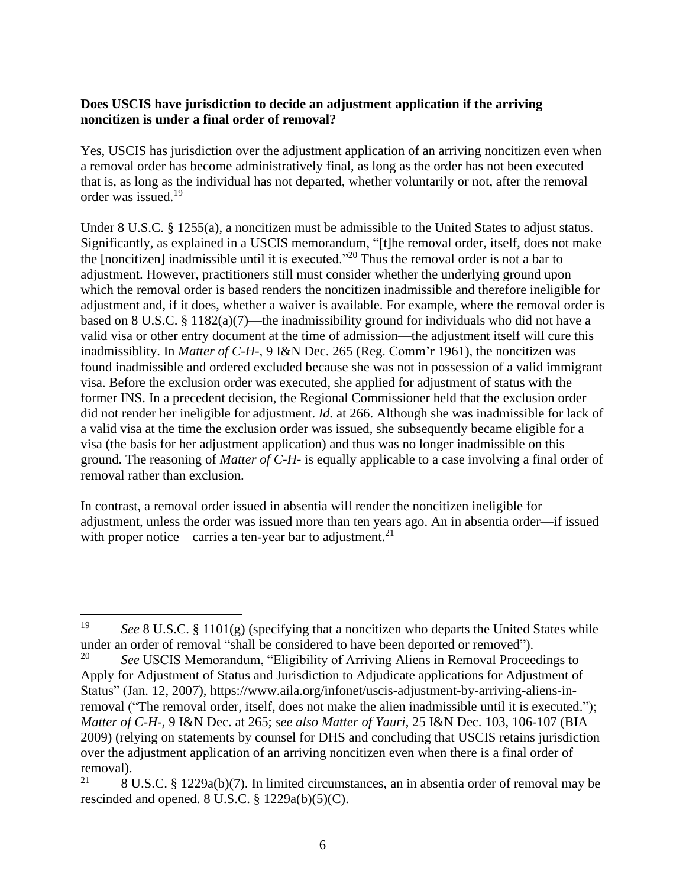**Does USCIS have jurisdiction to decide an adjustment application if the arriving noncitizen is under a final order of removal?**

Yes, USCIS has jurisdiction over the adjustment application of an arriving noncitizen even when a removal order has become administratively final, as long as the order has not been executed—that is, as long as the individual has not departed, whether voluntarily or not, after the removal order was issued.[19]

Under 8 U.S.C. § 1255(a), a noncitizen must be admissible to the United States to adjust status. Significantly, as explained in a USCIS memorandum, "[t]he removal order, itself, does not make the [noncitizen] inadmissible until it is executed."[20] Thus the removal order is not a bar to adjustment. However, practitioners still must consider whether the underlying ground upon which the removal order is based renders the noncitizen inadmissible and therefore ineligible for adjustment and, if it does, whether a waiver is available. For example, where the removal order is based on 8 U.S.C. § 1182(a)(7)—the inadmissibility ground for individuals who did not have a valid visa or other entry document at the time of admission—the adjustment itself will cure this inadmissiblity. In *Matter of C-H-*, 9 I&N Dec. 265 (Reg. Comm'r 1961), the noncitizen was found inadmissible and ordered excluded because she was not in possession of a valid immigrant visa. Before the exclusion order was executed, she applied for adjustment of status with the former INS. In a precedent decision, the Regional Commissioner held that the exclusion order did not render her ineligible for adjustment. *Id.* at 266. Although she was inadmissible for lack of a valid visa at the time the exclusion order was issued, she subsequently became eligible for a visa (the basis for her adjustment application) and thus was no longer inadmissible on this ground. The reasoning of *Matter of C-H-* is equally applicable to a case involving a final order of removal rather than exclusion.

In contrast, a removal order issued in absentia will render the noncitizen ineligible for adjustment, unless the order was issued more than ten years ago. An in absentia order—if issued with proper notice—carries a ten-year bar to adjustment.[21]

---

[19] *See* 8 U.S.C. § 1101(g) (specifying that a noncitizen who departs the United States while under an order of removal "shall be considered to have been deported or removed").

[20] *See* USCIS Memorandum, "Eligibility of Arriving Aliens in Removal Proceedings to Apply for Adjustment of Status and Jurisdiction to Adjudicate applications for Adjustment of Status" (Jan. 12, 2007), https://www.aila.org/infonet/uscis-adjustment-by-arriving-aliens-in-removal ("The removal order, itself, does not make the alien inadmissible until it is executed."); *Matter of C-H-*, 9 I&N Dec. at 265; *see also Matter of Yauri*, 25 I&N Dec. 103, 106-107 (BIA 2009) (relying on statements by counsel for DHS and concluding that USCIS retains jurisdiction over the adjustment application of an arriving noncitizen even when there is a final order of removal).

[21] 8 U.S.C. § 1229a(b)(7). In limited circumstances, an in absentia order of removal may be rescinded and opened. 8 U.S.C. § 1229a(b)(5)(C).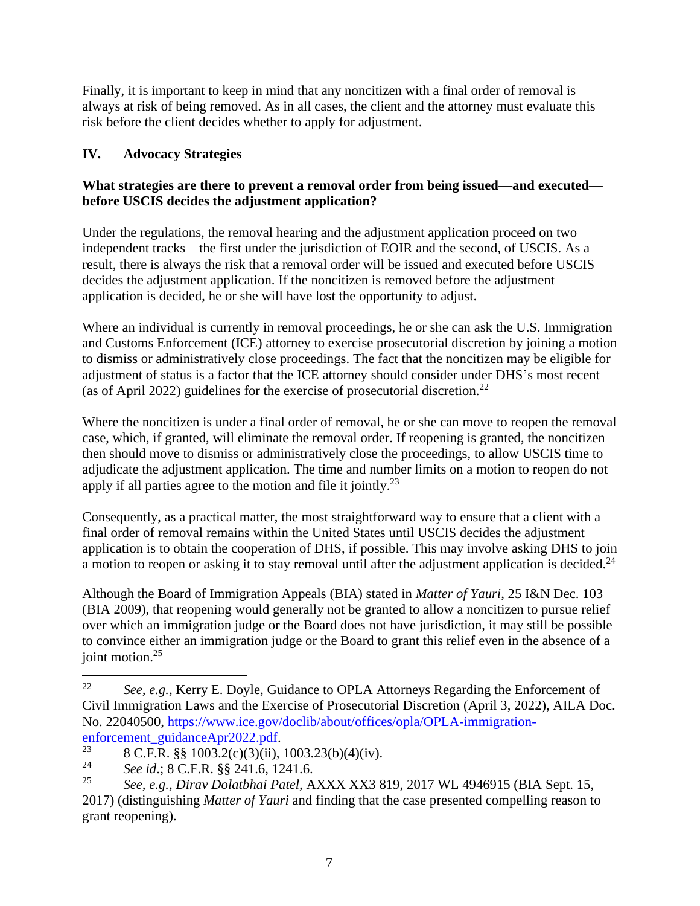Finally, it is important to keep in mind that any noncitizen with a final order of removal is always at risk of being removed. As in all cases, the client and the attorney must evaluate this risk before the client decides whether to apply for adjustment.

## IV. Advocacy Strategies

**What strategies are there to prevent a removal order from being issued—and executed—before USCIS decides the adjustment application?**

Under the regulations, the removal hearing and the adjustment application proceed on two independent tracks—the first under the jurisdiction of EOIR and the second, of USCIS. As a result, there is always the risk that a removal order will be issued and executed before USCIS decides the adjustment application. If the noncitizen is removed before the adjustment application is decided, he or she will have lost the opportunity to adjust.

Where an individual is currently in removal proceedings, he or she can ask the U.S. Immigration and Customs Enforcement (ICE) attorney to exercise prosecutorial discretion by joining a motion to dismiss or administratively close proceedings. The fact that the noncitizen may be eligible for adjustment of status is a factor that the ICE attorney should consider under DHS's most recent (as of April 2022) guidelines for the exercise of prosecutorial discretion.[22]

Where the noncitizen is under a final order of removal, he or she can move to reopen the removal case, which, if granted, will eliminate the removal order. If reopening is granted, the noncitizen then should move to dismiss or administratively close the proceedings, to allow USCIS time to adjudicate the adjustment application. The time and number limits on a motion to reopen do not apply if all parties agree to the motion and file it jointly.[23]

Consequently, as a practical matter, the most straightforward way to ensure that a client with a final order of removal remains within the United States until USCIS decides the adjustment application is to obtain the cooperation of DHS, if possible. This may involve asking DHS to join a motion to reopen or asking it to stay removal until after the adjustment application is decided.[24]

Although the Board of Immigration Appeals (BIA) stated in *Matter of Yauri*, 25 I&N Dec. 103 (BIA 2009), that reopening would generally not be granted to allow a noncitizen to pursue relief over which an immigration judge or the Board does not have jurisdiction, it may still be possible to convince either an immigration judge or the Board to grant this relief even in the absence of a joint motion.[25]

---

[22] *See, e.g.*, Kerry E. Doyle, Guidance to OPLA Attorneys Regarding the Enforcement of Civil Immigration Laws and the Exercise of Prosecutorial Discretion (April 3, 2022), AILA Doc. No. 22040500, [https://www.ice.gov/doclib/about/offices/opla/OPLA-immigration-enforcement_guidanceApr2022.pdf](https://www.ice.gov/doclib/about/offices/opla/OPLA-immigration-enforcement_guidanceApr2022.pdf).

[23] 8 C.F.R. §§ 1003.2(c)(3)(ii), 1003.23(b)(4)(iv).

[24] *See id.*; 8 C.F.R. §§ 241.6, 1241.6.

[25] *See, e.g.*, *Dirav Dolatbhai Patel*, AXXX XX3 819, 2017 WL 4946915 (BIA Sept. 15, 2017) (distinguishing *Matter of Yauri* and finding that the case presented compelling reason to grant reopening).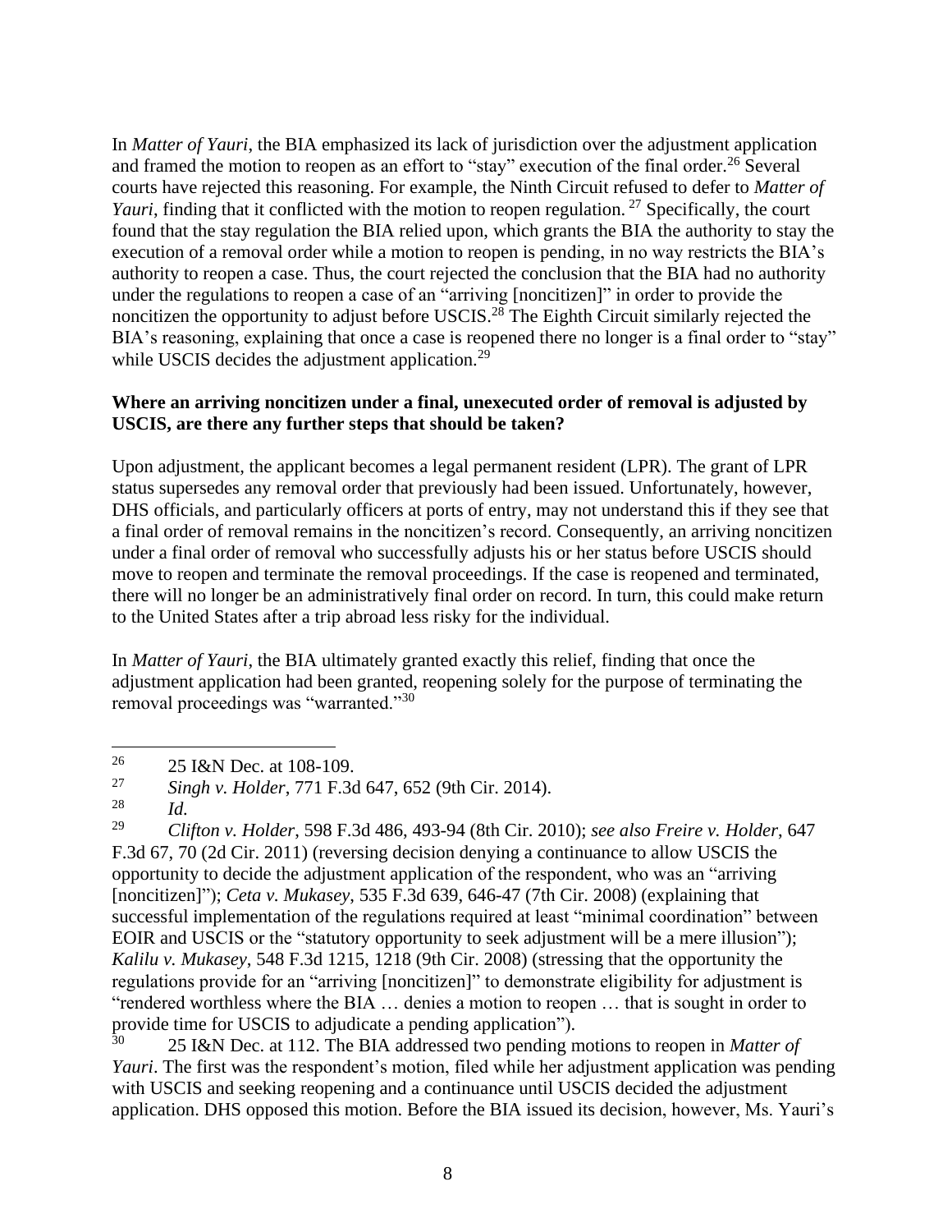In *Matter of Yauri*, the BIA emphasized its lack of jurisdiction over the adjustment application and framed the motion to reopen as an effort to "stay" execution of the final order.[26] Several courts have rejected this reasoning. For example, the Ninth Circuit refused to defer to *Matter of Yauri*, finding that it conflicted with the motion to reopen regulation.[27] Specifically, the court found that the stay regulation the BIA relied upon, which grants the BIA the authority to stay the execution of a removal order while a motion to reopen is pending, in no way restricts the BIA's authority to reopen a case. Thus, the court rejected the conclusion that the BIA had no authority under the regulations to reopen a case of an "arriving [noncitizen]" in order to provide the noncitizen the opportunity to adjust before USCIS.[28] The Eighth Circuit similarly rejected the BIA's reasoning, explaining that once a case is reopened there no longer is a final order to "stay" while USCIS decides the adjustment application.[29]

**Where an arriving noncitizen under a final, unexecuted order of removal is adjusted by USCIS, are there any further steps that should be taken?**

Upon adjustment, the applicant becomes a legal permanent resident (LPR). The grant of LPR status supersedes any removal order that previously had been issued. Unfortunately, however, DHS officials, and particularly officers at ports of entry, may not understand this if they see that a final order of removal remains in the noncitizen's record. Consequently, an arriving noncitizen under a final order of removal who successfully adjusts his or her status before USCIS should move to reopen and terminate the removal proceedings. If the case is reopened and terminated, there will no longer be an administratively final order on record. In turn, this could make return to the United States after a trip abroad less risky for the individual.

In *Matter of Yauri*, the BIA ultimately granted exactly this relief, finding that once the adjustment application had been granted, reopening solely for the purpose of terminating the removal proceedings was "warranted."[30]

---

[26] 25 I&N Dec. at 108-109.

[27] *Singh v. Holder*, 771 F.3d 647, 652 (9th Cir. 2014).

[28] *Id.*

[29] *Clifton v. Holder*, 598 F.3d 486, 493-94 (8th Cir. 2010); *see also Freire v. Holder*, 647 F.3d 67, 70 (2d Cir. 2011) (reversing decision denying a continuance to allow USCIS the opportunity to decide the adjustment application of the respondent, who was an "arriving [noncitizen]"); *Ceta v. Mukasey*, 535 F.3d 639, 646-47 (7th Cir. 2008) (explaining that successful implementation of the regulations required at least "minimal coordination" between EOIR and USCIS or the "statutory opportunity to seek adjustment will be a mere illusion"); *Kalilu v. Mukasey*, 548 F.3d 1215, 1218 (9th Cir. 2008) (stressing that the opportunity the regulations provide for an "arriving [noncitizen]" to demonstrate eligibility for adjustment is "rendered worthless where the BIA … denies a motion to reopen … that is sought in order to provide time for USCIS to adjudicate a pending application").

[30] 25 I&N Dec. at 112. The BIA addressed two pending motions to reopen in *Matter of Yauri*. The first was the respondent's motion, filed while her adjustment application was pending with USCIS and seeking reopening and a continuance until USCIS decided the adjustment application. DHS opposed this motion. Before the BIA issued its decision, however, Ms. Yauri's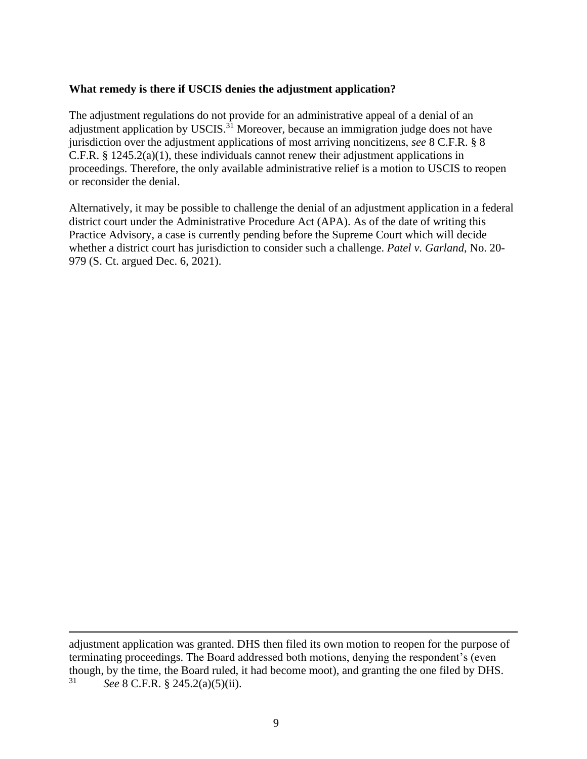**What remedy is there if USCIS denies the adjustment application?**

The adjustment regulations do not provide for an administrative appeal of a denial of an adjustment application by USCIS.[31] Moreover, because an immigration judge does not have jurisdiction over the adjustment applications of most arriving noncitizens, *see* 8 C.F.R. § 8 C.F.R. § 1245.2(a)(1), these individuals cannot renew their adjustment applications in proceedings. Therefore, the only available administrative relief is a motion to USCIS to reopen or reconsider the denial.

Alternatively, it may be possible to challenge the denial of an adjustment application in a federal district court under the Administrative Procedure Act (APA). As of the date of writing this Practice Advisory, a case is currently pending before the Supreme Court which will decide whether a district court has jurisdiction to consider such a challenge. *Patel v. Garland*, No. 20-979 (S. Ct. argued Dec. 6, 2021).

---

adjustment application was granted. DHS then filed its own motion to reopen for the purpose of terminating proceedings. The Board addressed both motions, denying the respondent's (even though, by the time, the Board ruled, it had become moot), and granting the one filed by DHS.

[31] *See* 8 C.F.R. § 245.2(a)(5)(ii).